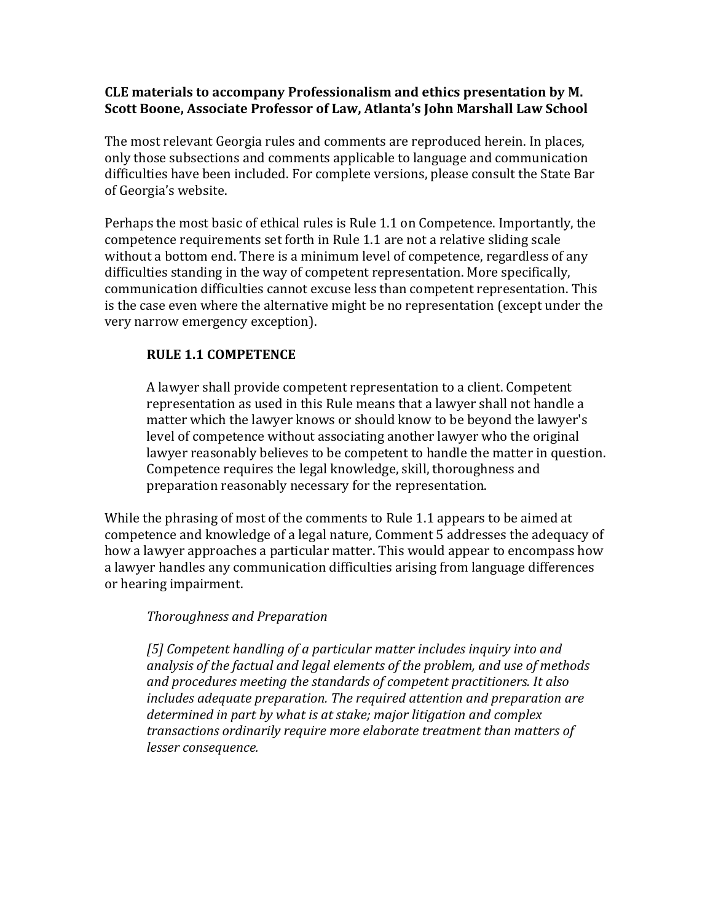**CLE materials to accompany Professionalism and ethics presentation by M. Scott Boone, Associate Professor of Law, Atlanta's John Marshall Law School**

The most relevant Georgia rules and comments are reproduced herein. In places, only those subsections and comments applicable to language and communication difficulties have been included. For complete versions, please consult the State Bar of Georgia's website.

Perhaps the most basic of ethical rules is Rule 1.1 on Competence. Importantly, the competence requirements set forth in Rule 1.1 are not a relative sliding scale without a bottom end. There is a minimum level of competence, regardless of any difficulties standing in the way of competent representation. More specifically, communication difficulties cannot excuse less than competent representation. This is the case even where the alternative might be no representation (except under the very narrow emergency exception).

> **RULE 1.1 COMPETENCE**
>
> A lawyer shall provide competent representation to a client. Competent representation as used in this Rule means that a lawyer shall not handle a matter which the lawyer knows or should know to be beyond the lawyer's level of competence without associating another lawyer who the original lawyer reasonably believes to be competent to handle the matter in question. Competence requires the legal knowledge, skill, thoroughness and preparation reasonably necessary for the representation.

While the phrasing of most of the comments to Rule 1.1 appears to be aimed at competence and knowledge of a legal nature, Comment 5 addresses the adequacy of how a lawyer approaches a particular matter. This would appear to encompass how a lawyer handles any communication difficulties arising from language differences or hearing impairment.

> *Thoroughness and Preparation*
>
> *[5] Competent handling of a particular matter includes inquiry into and analysis of the factual and legal elements of the problem, and use of methods and procedures meeting the standards of competent practitioners. It also includes adequate preparation. The required attention and preparation are determined in part by what is at stake; major litigation and complex transactions ordinarily require more elaborate treatment than matters of lesser consequence.*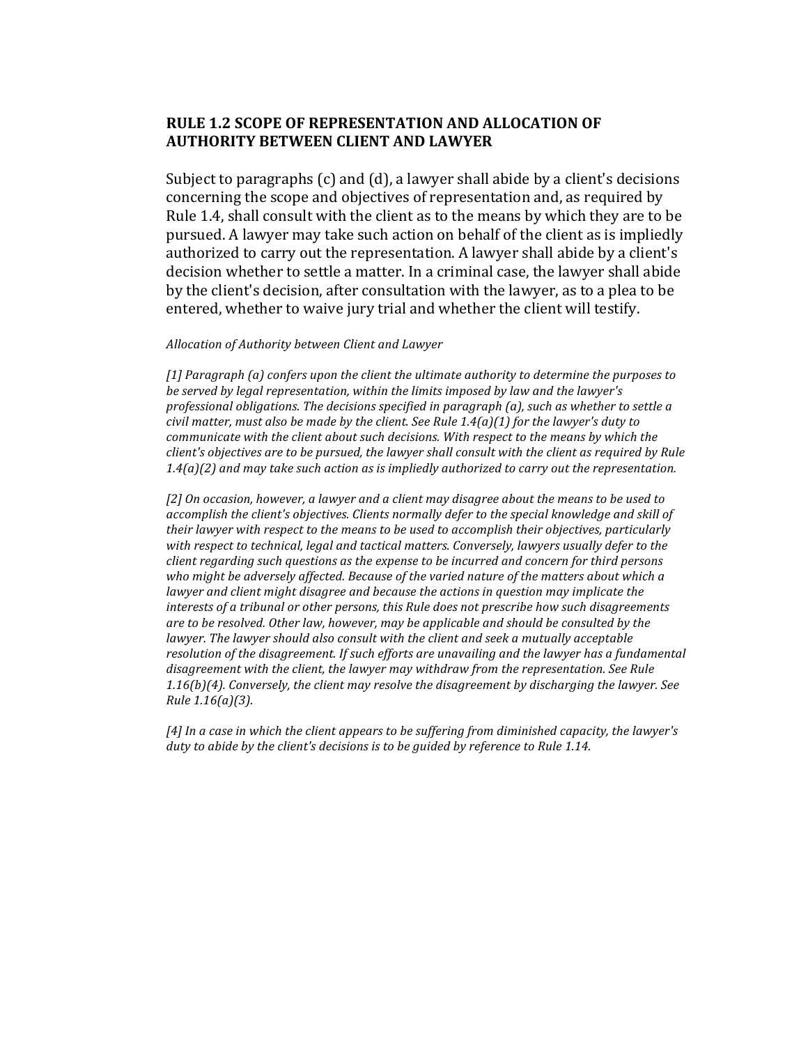## RULE 1.2 SCOPE OF REPRESENTATION AND ALLOCATION OF AUTHORITY BETWEEN CLIENT AND LAWYER

Subject to paragraphs (c) and (d), a lawyer shall abide by a client's decisions concerning the scope and objectives of representation and, as required by Rule 1.4, shall consult with the client as to the means by which they are to be pursued. A lawyer may take such action on behalf of the client as is impliedly authorized to carry out the representation. A lawyer shall abide by a client's decision whether to settle a matter. In a criminal case, the lawyer shall abide by the client's decision, after consultation with the lawyer, as to a plea to be entered, whether to waive jury trial and whether the client will testify.

*Allocation of Authority between Client and Lawyer*

*[1] Paragraph (a) confers upon the client the ultimate authority to determine the purposes to be served by legal representation, within the limits imposed by law and the lawyer's professional obligations. The decisions specified in paragraph (a), such as whether to settle a civil matter, must also be made by the client. See Rule 1.4(a)(1) for the lawyer's duty to communicate with the client about such decisions. With respect to the means by which the client's objectives are to be pursued, the lawyer shall consult with the client as required by Rule 1.4(a)(2) and may take such action as is impliedly authorized to carry out the representation.*

*[2] On occasion, however, a lawyer and a client may disagree about the means to be used to accomplish the client's objectives. Clients normally defer to the special knowledge and skill of their lawyer with respect to the means to be used to accomplish their objectives, particularly with respect to technical, legal and tactical matters. Conversely, lawyers usually defer to the client regarding such questions as the expense to be incurred and concern for third persons who might be adversely affected. Because of the varied nature of the matters about which a lawyer and client might disagree and because the actions in question may implicate the interests of a tribunal or other persons, this Rule does not prescribe how such disagreements are to be resolved. Other law, however, may be applicable and should be consulted by the lawyer. The lawyer should also consult with the client and seek a mutually acceptable resolution of the disagreement. If such efforts are unavailing and the lawyer has a fundamental disagreement with the client, the lawyer may withdraw from the representation. See Rule 1.16(b)(4). Conversely, the client may resolve the disagreement by discharging the lawyer. See Rule 1.16(a)(3).*

*[4] In a case in which the client appears to be suffering from diminished capacity, the lawyer's duty to abide by the client's decisions is to be guided by reference to Rule 1.14.*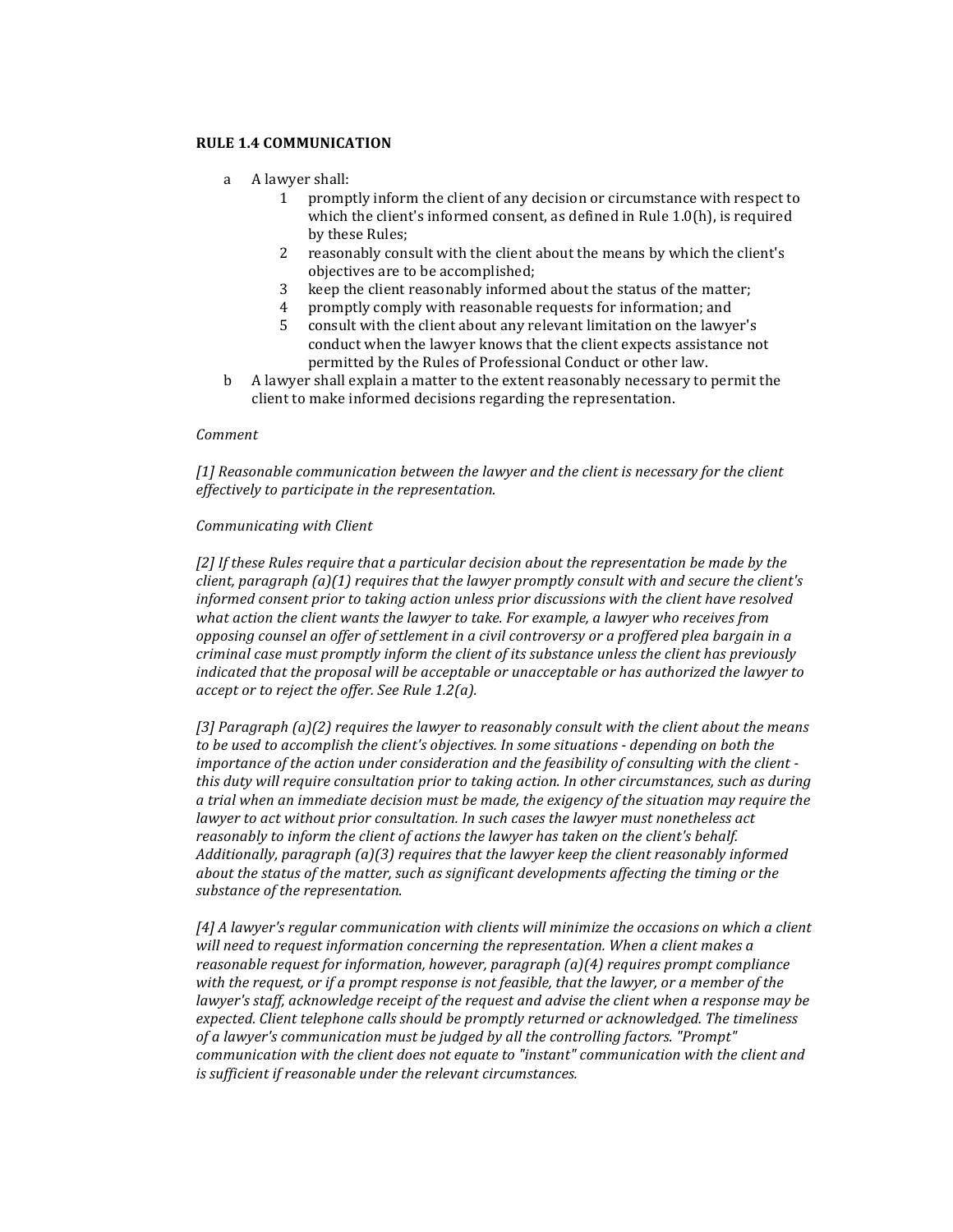**RULE 1.4 COMMUNICATION**

- a A lawyer shall:
  1. promptly inform the client of any decision or circumstance with respect to which the client's informed consent, as defined in Rule 1.0(h), is required by these Rules;
  2. reasonably consult with the client about the means by which the client's objectives are to be accomplished;
  3. keep the client reasonably informed about the status of the matter;
  4. promptly comply with reasonable requests for information; and
  5. consult with the client about any relevant limitation on the lawyer's conduct when the lawyer knows that the client expects assistance not permitted by the Rules of Professional Conduct or other law.
- b A lawyer shall explain a matter to the extent reasonably necessary to permit the client to make informed decisions regarding the representation.

*Comment*

*[1] Reasonable communication between the lawyer and the client is necessary for the client effectively to participate in the representation.*

*Communicating with Client*

*[2] If these Rules require that a particular decision about the representation be made by the client, paragraph (a)(1) requires that the lawyer promptly consult with and secure the client's informed consent prior to taking action unless prior discussions with the client have resolved what action the client wants the lawyer to take. For example, a lawyer who receives from opposing counsel an offer of settlement in a civil controversy or a proffered plea bargain in a criminal case must promptly inform the client of its substance unless the client has previously indicated that the proposal will be acceptable or unacceptable or has authorized the lawyer to accept or to reject the offer. See Rule 1.2(a).*

*[3] Paragraph (a)(2) requires the lawyer to reasonably consult with the client about the means to be used to accomplish the client's objectives. In some situations - depending on both the importance of the action under consideration and the feasibility of consulting with the client - this duty will require consultation prior to taking action. In other circumstances, such as during a trial when an immediate decision must be made, the exigency of the situation may require the lawyer to act without prior consultation. In such cases the lawyer must nonetheless act reasonably to inform the client of actions the lawyer has taken on the client's behalf. Additionally, paragraph (a)(3) requires that the lawyer keep the client reasonably informed about the status of the matter, such as significant developments affecting the timing or the substance of the representation.*

*[4] A lawyer's regular communication with clients will minimize the occasions on which a client will need to request information concerning the representation. When a client makes a reasonable request for information, however, paragraph (a)(4) requires prompt compliance with the request, or if a prompt response is not feasible, that the lawyer, or a member of the lawyer's staff, acknowledge receipt of the request and advise the client when a response may be expected. Client telephone calls should be promptly returned or acknowledged. The timeliness of a lawyer's communication must be judged by all the controlling factors. "Prompt" communication with the client does not equate to "instant" communication with the client and is sufficient if reasonable under the relevant circumstances.*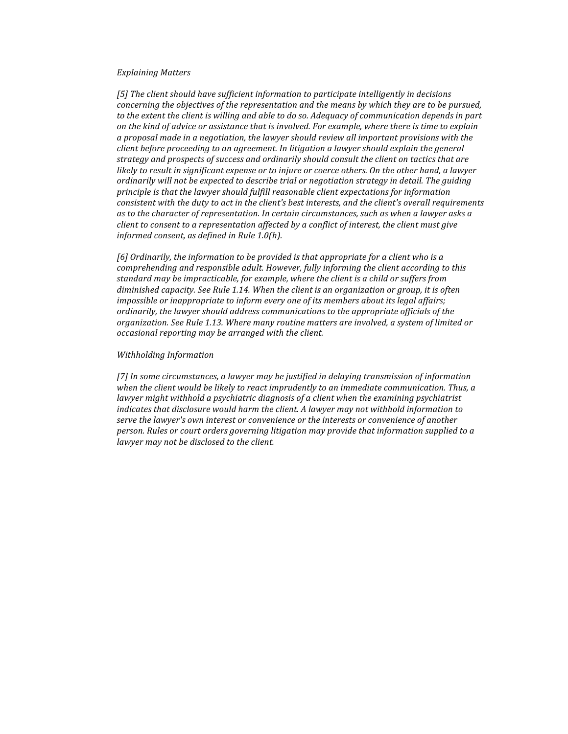*Explaining Matters*

*[5] The client should have sufficient information to participate intelligently in decisions concerning the objectives of the representation and the means by which they are to be pursued, to the extent the client is willing and able to do so. Adequacy of communication depends in part on the kind of advice or assistance that is involved. For example, where there is time to explain a proposal made in a negotiation, the lawyer should review all important provisions with the client before proceeding to an agreement. In litigation a lawyer should explain the general strategy and prospects of success and ordinarily should consult the client on tactics that are likely to result in significant expense or to injure or coerce others. On the other hand, a lawyer ordinarily will not be expected to describe trial or negotiation strategy in detail. The guiding principle is that the lawyer should fulfill reasonable client expectations for information consistent with the duty to act in the client's best interests, and the client's overall requirements as to the character of representation. In certain circumstances, such as when a lawyer asks a client to consent to a representation affected by a conflict of interest, the client must give informed consent, as defined in Rule 1.0(h).*

*[6] Ordinarily, the information to be provided is that appropriate for a client who is a comprehending and responsible adult. However, fully informing the client according to this standard may be impracticable, for example, where the client is a child or suffers from diminished capacity. See Rule 1.14. When the client is an organization or group, it is often impossible or inappropriate to inform every one of its members about its legal affairs; ordinarily, the lawyer should address communications to the appropriate officials of the organization. See Rule 1.13. Where many routine matters are involved, a system of limited or occasional reporting may be arranged with the client.*

*Withholding Information*

*[7] In some circumstances, a lawyer may be justified in delaying transmission of information when the client would be likely to react imprudently to an immediate communication. Thus, a lawyer might withhold a psychiatric diagnosis of a client when the examining psychiatrist indicates that disclosure would harm the client. A lawyer may not withhold information to serve the lawyer's own interest or convenience or the interests or convenience of another person. Rules or court orders governing litigation may provide that information supplied to a lawyer may not be disclosed to the client.*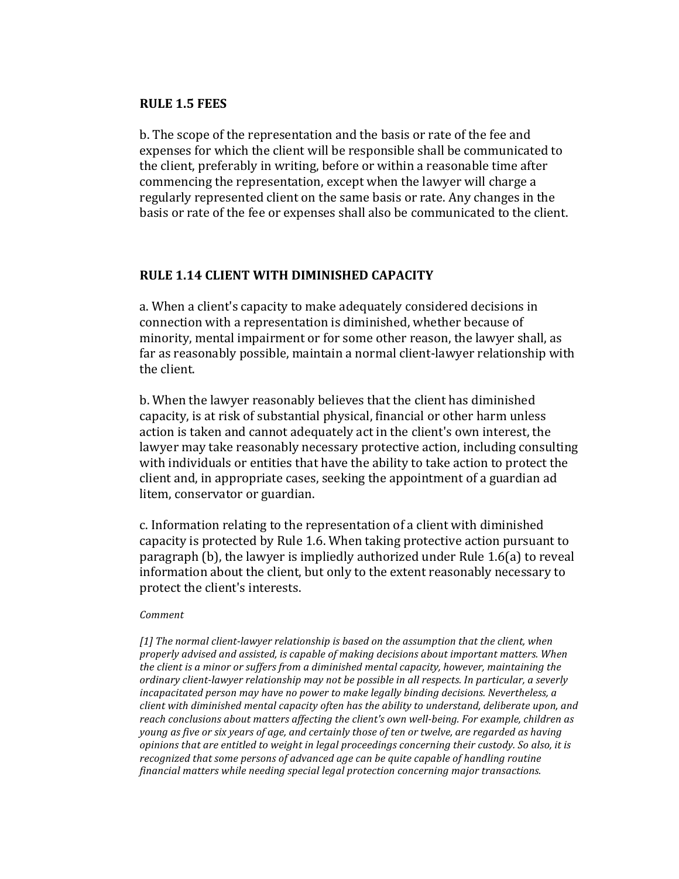**RULE 1.5 FEES**

b. The scope of the representation and the basis or rate of the fee and expenses for which the client will be responsible shall be communicated to the client, preferably in writing, before or within a reasonable time after commencing the representation, except when the lawyer will charge a regularly represented client on the same basis or rate. Any changes in the basis or rate of the fee or expenses shall also be communicated to the client.

**RULE 1.14 CLIENT WITH DIMINISHED CAPACITY**

a. When a client's capacity to make adequately considered decisions in connection with a representation is diminished, whether because of minority, mental impairment or for some other reason, the lawyer shall, as far as reasonably possible, maintain a normal client-lawyer relationship with the client.

b. When the lawyer reasonably believes that the client has diminished capacity, is at risk of substantial physical, financial or other harm unless action is taken and cannot adequately act in the client's own interest, the lawyer may take reasonably necessary protective action, including consulting with individuals or entities that have the ability to take action to protect the client and, in appropriate cases, seeking the appointment of a guardian ad litem, conservator or guardian.

c. Information relating to the representation of a client with diminished capacity is protected by Rule 1.6. When taking protective action pursuant to paragraph (b), the lawyer is impliedly authorized under Rule 1.6(a) to reveal information about the client, but only to the extent reasonably necessary to protect the client's interests.

*Comment*

*[1] The normal client-lawyer relationship is based on the assumption that the client, when properly advised and assisted, is capable of making decisions about important matters. When the client is a minor or suffers from a diminished mental capacity, however, maintaining the ordinary client-lawyer relationship may not be possible in all respects. In particular, a severly incapacitated person may have no power to make legally binding decisions. Nevertheless, a client with diminished mental capacity often has the ability to understand, deliberate upon, and reach conclusions about matters affecting the client's own well-being. For example, children as young as five or six years of age, and certainly those of ten or twelve, are regarded as having opinions that are entitled to weight in legal proceedings concerning their custody. So also, it is recognized that some persons of advanced age can be quite capable of handling routine financial matters while needing special legal protection concerning major transactions.*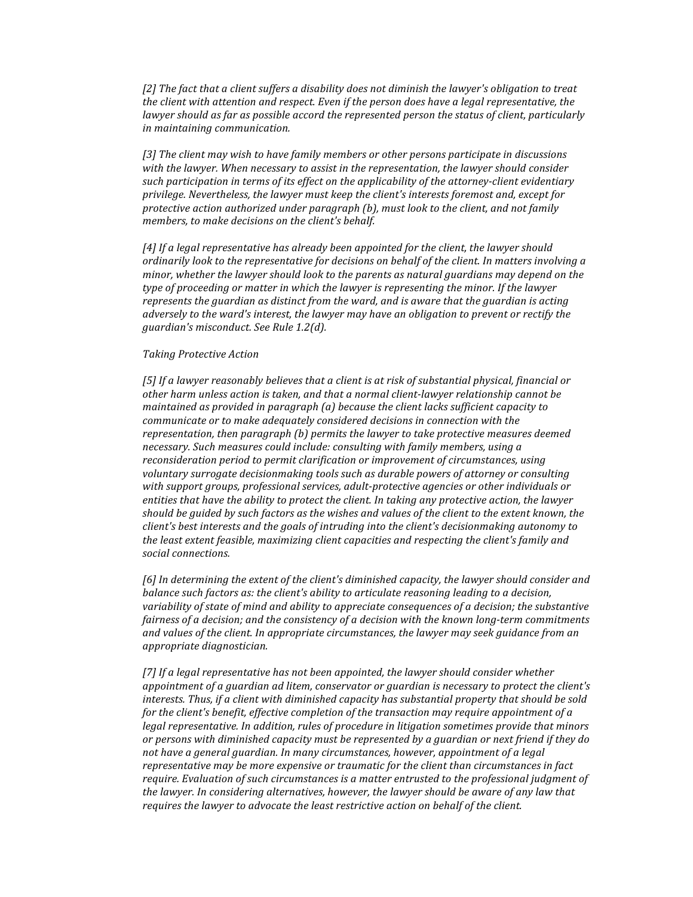*[2] The fact that a client suffers a disability does not diminish the lawyer's obligation to treat the client with attention and respect. Even if the person does have a legal representative, the lawyer should as far as possible accord the represented person the status of client, particularly in maintaining communication.*

*[3] The client may wish to have family members or other persons participate in discussions with the lawyer. When necessary to assist in the representation, the lawyer should consider such participation in terms of its effect on the applicability of the attorney-client evidentiary privilege. Nevertheless, the lawyer must keep the client's interests foremost and, except for protective action authorized under paragraph (b), must look to the client, and not family members, to make decisions on the client's behalf.*

*[4] If a legal representative has already been appointed for the client, the lawyer should ordinarily look to the representative for decisions on behalf of the client. In matters involving a minor, whether the lawyer should look to the parents as natural guardians may depend on the type of proceeding or matter in which the lawyer is representing the minor. If the lawyer represents the guardian as distinct from the ward, and is aware that the guardian is acting adversely to the ward's interest, the lawyer may have an obligation to prevent or rectify the guardian's misconduct. See Rule 1.2(d).*

*Taking Protective Action*

*[5] If a lawyer reasonably believes that a client is at risk of substantial physical, financial or other harm unless action is taken, and that a normal client-lawyer relationship cannot be maintained as provided in paragraph (a) because the client lacks sufficient capacity to communicate or to make adequately considered decisions in connection with the representation, then paragraph (b) permits the lawyer to take protective measures deemed necessary. Such measures could include: consulting with family members, using a reconsideration period to permit clarification or improvement of circumstances, using voluntary surrogate decisionmaking tools such as durable powers of attorney or consulting with support groups, professional services, adult-protective agencies or other individuals or entities that have the ability to protect the client. In taking any protective action, the lawyer should be guided by such factors as the wishes and values of the client to the extent known, the client's best interests and the goals of intruding into the client's decisionmaking autonomy to the least extent feasible, maximizing client capacities and respecting the client's family and social connections.*

*[6] In determining the extent of the client's diminished capacity, the lawyer should consider and balance such factors as: the client's ability to articulate reasoning leading to a decision, variability of state of mind and ability to appreciate consequences of a decision; the substantive fairness of a decision; and the consistency of a decision with the known long-term commitments and values of the client. In appropriate circumstances, the lawyer may seek guidance from an appropriate diagnostician.*

*[7] If a legal representative has not been appointed, the lawyer should consider whether appointment of a guardian ad litem, conservator or guardian is necessary to protect the client's interests. Thus, if a client with diminished capacity has substantial property that should be sold for the client's benefit, effective completion of the transaction may require appointment of a legal representative. In addition, rules of procedure in litigation sometimes provide that minors or persons with diminished capacity must be represented by a guardian or next friend if they do not have a general guardian. In many circumstances, however, appointment of a legal representative may be more expensive or traumatic for the client than circumstances in fact require. Evaluation of such circumstances is a matter entrusted to the professional judgment of the lawyer. In considering alternatives, however, the lawyer should be aware of any law that requires the lawyer to advocate the least restrictive action on behalf of the client.*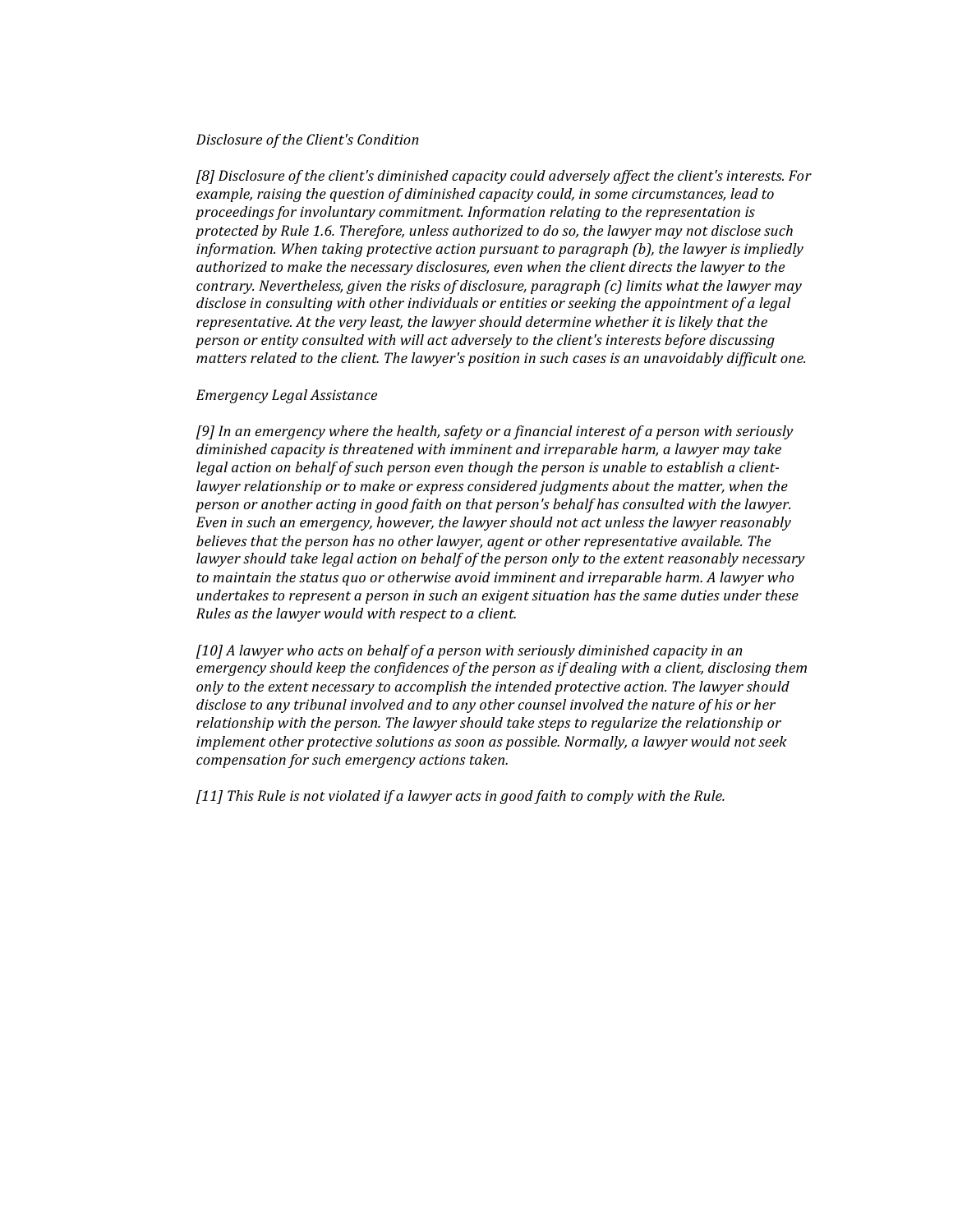*Disclosure of the Client's Condition*

*[8] Disclosure of the client's diminished capacity could adversely affect the client's interests. For example, raising the question of diminished capacity could, in some circumstances, lead to proceedings for involuntary commitment. Information relating to the representation is protected by Rule 1.6. Therefore, unless authorized to do so, the lawyer may not disclose such information. When taking protective action pursuant to paragraph (b), the lawyer is impliedly authorized to make the necessary disclosures, even when the client directs the lawyer to the contrary. Nevertheless, given the risks of disclosure, paragraph (c) limits what the lawyer may disclose in consulting with other individuals or entities or seeking the appointment of a legal representative. At the very least, the lawyer should determine whether it is likely that the person or entity consulted with will act adversely to the client's interests before discussing matters related to the client. The lawyer's position in such cases is an unavoidably difficult one.*

*Emergency Legal Assistance*

*[9] In an emergency where the health, safety or a financial interest of a person with seriously diminished capacity is threatened with imminent and irreparable harm, a lawyer may take legal action on behalf of such person even though the person is unable to establish a client-lawyer relationship or to make or express considered judgments about the matter, when the person or another acting in good faith on that person's behalf has consulted with the lawyer. Even in such an emergency, however, the lawyer should not act unless the lawyer reasonably believes that the person has no other lawyer, agent or other representative available. The lawyer should take legal action on behalf of the person only to the extent reasonably necessary to maintain the status quo or otherwise avoid imminent and irreparable harm. A lawyer who undertakes to represent a person in such an exigent situation has the same duties under these Rules as the lawyer would with respect to a client.*

*[10] A lawyer who acts on behalf of a person with seriously diminished capacity in an emergency should keep the confidences of the person as if dealing with a client, disclosing them only to the extent necessary to accomplish the intended protective action. The lawyer should disclose to any tribunal involved and to any other counsel involved the nature of his or her relationship with the person. The lawyer should take steps to regularize the relationship or implement other protective solutions as soon as possible. Normally, a lawyer would not seek compensation for such emergency actions taken.*

*[11] This Rule is not violated if a lawyer acts in good faith to comply with the Rule.*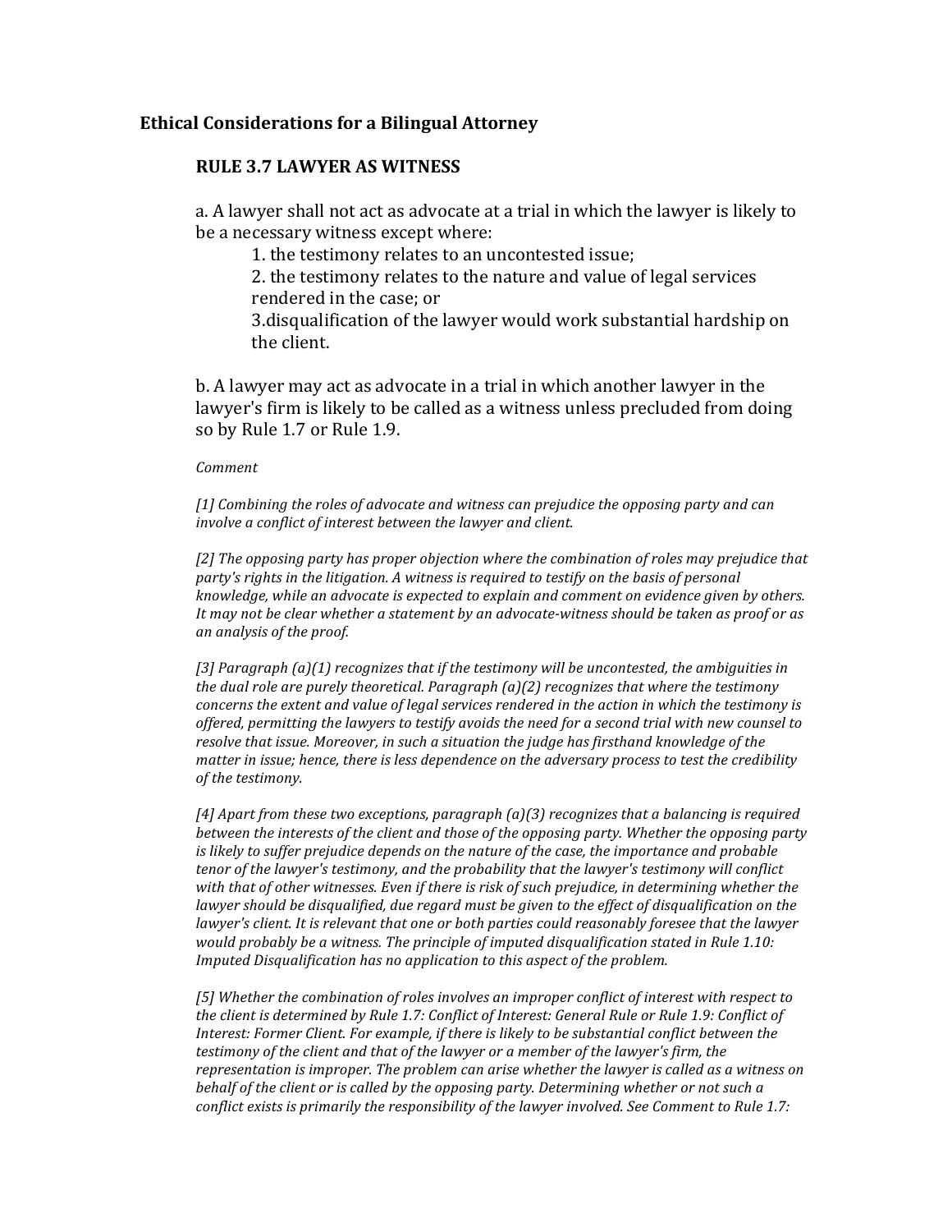**Ethical Considerations for a Bilingual Attorney**

**RULE 3.7 LAWYER AS WITNESS**

a. A lawyer shall not act as advocate at a trial in which the lawyer is likely to be a necessary witness except where:

1. the testimony relates to an uncontested issue;
2. the testimony relates to the nature and value of legal services rendered in the case; or
3. disqualification of the lawyer would work substantial hardship on the client.

b. A lawyer may act as advocate in a trial in which another lawyer in the lawyer's firm is likely to be called as a witness unless precluded from doing so by Rule 1.7 or Rule 1.9.

*Comment*

*[1] Combining the roles of advocate and witness can prejudice the opposing party and can involve a conflict of interest between the lawyer and client.*

*[2] The opposing party has proper objection where the combination of roles may prejudice that party's rights in the litigation. A witness is required to testify on the basis of personal knowledge, while an advocate is expected to explain and comment on evidence given by others. It may not be clear whether a statement by an advocate-witness should be taken as proof or as an analysis of the proof.*

*[3] Paragraph (a)(1) recognizes that if the testimony will be uncontested, the ambiguities in the dual role are purely theoretical. Paragraph (a)(2) recognizes that where the testimony concerns the extent and value of legal services rendered in the action in which the testimony is offered, permitting the lawyers to testify avoids the need for a second trial with new counsel to resolve that issue. Moreover, in such a situation the judge has firsthand knowledge of the matter in issue; hence, there is less dependence on the adversary process to test the credibility of the testimony.*

*[4] Apart from these two exceptions, paragraph (a)(3) recognizes that a balancing is required between the interests of the client and those of the opposing party. Whether the opposing party is likely to suffer prejudice depends on the nature of the case, the importance and probable tenor of the lawyer's testimony, and the probability that the lawyer's testimony will conflict with that of other witnesses. Even if there is risk of such prejudice, in determining whether the lawyer should be disqualified, due regard must be given to the effect of disqualification on the lawyer's client. It is relevant that one or both parties could reasonably foresee that the lawyer would probably be a witness. The principle of imputed disqualification stated in Rule 1.10: Imputed Disqualification has no application to this aspect of the problem.*

*[5] Whether the combination of roles involves an improper conflict of interest with respect to the client is determined by Rule 1.7: Conflict of Interest: General Rule or Rule 1.9: Conflict of Interest: Former Client. For example, if there is likely to be substantial conflict between the testimony of the client and that of the lawyer or a member of the lawyer's firm, the representation is improper. The problem can arise whether the lawyer is called as a witness on behalf of the client or is called by the opposing party. Determining whether or not such a conflict exists is primarily the responsibility of the lawyer involved. See Comment to Rule 1.7:*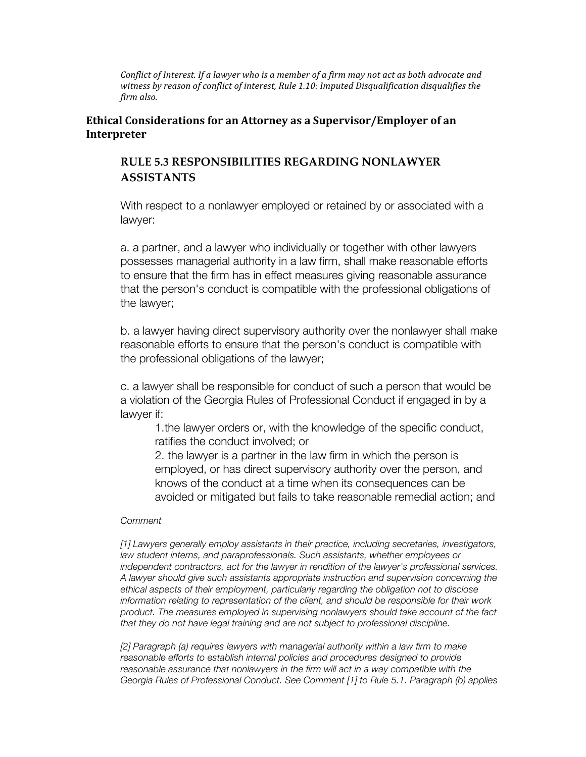*Conflict of Interest. If a lawyer who is a member of a firm may not act as both advocate and witness by reason of conflict of interest, Rule 1.10: Imputed Disqualification disqualifies the firm also.*

## Ethical Considerations for an Attorney as a Supervisor/Employer of an Interpreter

### RULE 5.3 RESPONSIBILITIES REGARDING NONLAWYER ASSISTANTS

With respect to a nonlawyer employed or retained by or associated with a lawyer:

a. a partner, and a lawyer who individually or together with other lawyers possesses managerial authority in a law firm, shall make reasonable efforts to ensure that the firm has in effect measures giving reasonable assurance that the person's conduct is compatible with the professional obligations of the lawyer;

b. a lawyer having direct supervisory authority over the nonlawyer shall make reasonable efforts to ensure that the person's conduct is compatible with the professional obligations of the lawyer;

c. a lawyer shall be responsible for conduct of such a person that would be a violation of the Georgia Rules of Professional Conduct if engaged in by a lawyer if:

1.the lawyer orders or, with the knowledge of the specific conduct, ratifies the conduct involved; or

2. the lawyer is a partner in the law firm in which the person is employed, or has direct supervisory authority over the person, and knows of the conduct at a time when its consequences can be avoided or mitigated but fails to take reasonable remedial action; and

*Comment*

*[1] Lawyers generally employ assistants in their practice, including secretaries, investigators, law student interns, and paraprofessionals. Such assistants, whether employees or independent contractors, act for the lawyer in rendition of the lawyer's professional services. A lawyer should give such assistants appropriate instruction and supervision concerning the ethical aspects of their employment, particularly regarding the obligation not to disclose information relating to representation of the client, and should be responsible for their work product. The measures employed in supervising nonlawyers should take account of the fact that they do not have legal training and are not subject to professional discipline.*

*[2] Paragraph (a) requires lawyers with managerial authority within a law firm to make reasonable efforts to establish internal policies and procedures designed to provide reasonable assurance that nonlawyers in the firm will act in a way compatible with the Georgia Rules of Professional Conduct. See Comment [1] to Rule 5.1. Paragraph (b) applies*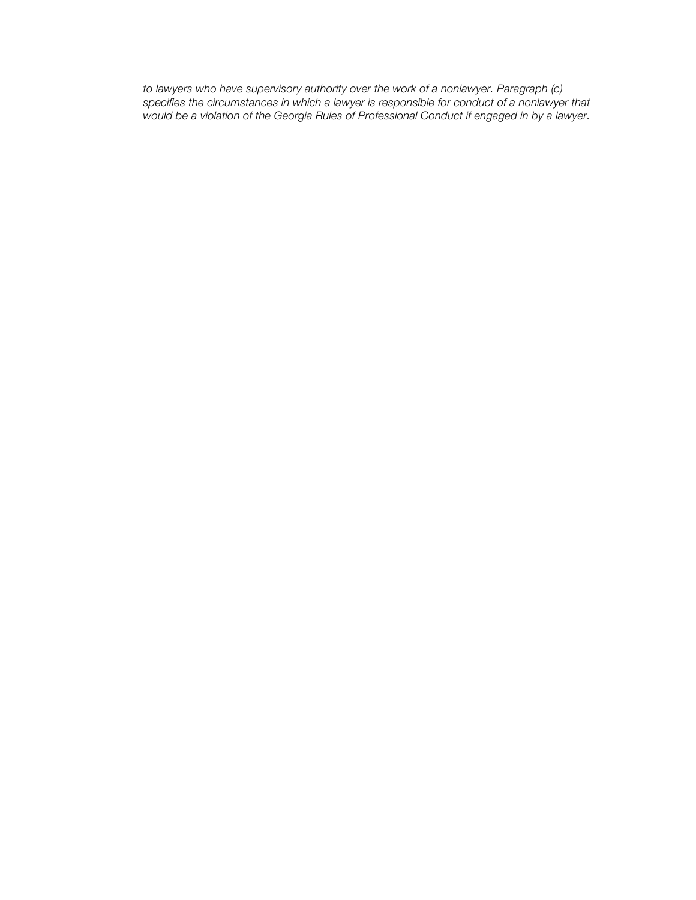*to lawyers who have supervisory authority over the work of a nonlawyer. Paragraph (c) specifies the circumstances in which a lawyer is responsible for conduct of a nonlawyer that would be a violation of the Georgia Rules of Professional Conduct if engaged in by a lawyer.*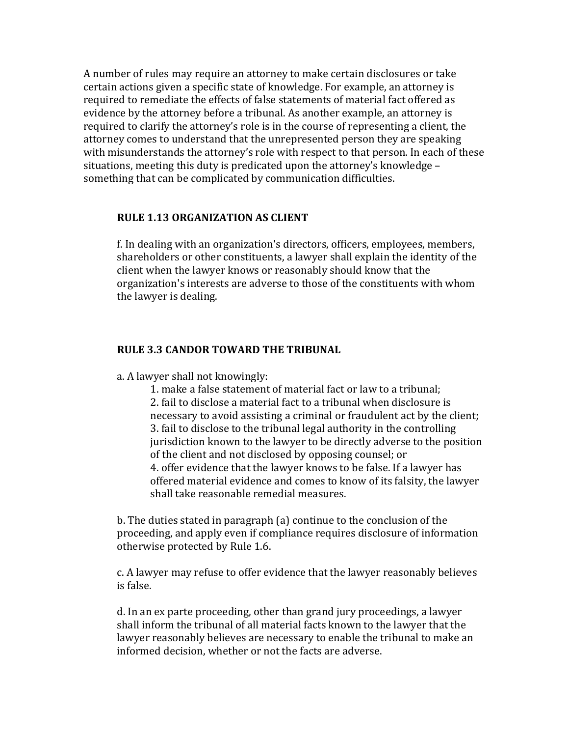A number of rules may require an attorney to make certain disclosures or take certain actions given a specific state of knowledge. For example, an attorney is required to remediate the effects of false statements of material fact offered as evidence by the attorney before a tribunal. As another example, an attorney is required to clarify the attorney's role is in the course of representing a client, the attorney comes to understand that the unrepresented person they are speaking with misunderstands the attorney's role with respect to that person. In each of these situations, meeting this duty is predicated upon the attorney's knowledge – something that can be complicated by communication difficulties.

### RULE 1.13 ORGANIZATION AS CLIENT

f. In dealing with an organization's directors, officers, employees, members, shareholders or other constituents, a lawyer shall explain the identity of the client when the lawyer knows or reasonably should know that the organization's interests are adverse to those of the constituents with whom the lawyer is dealing.

### RULE 3.3 CANDOR TOWARD THE TRIBUNAL

a. A lawyer shall not knowingly:

1. make a false statement of material fact or law to a tribunal;
2. fail to disclose a material fact to a tribunal when disclosure is necessary to avoid assisting a criminal or fraudulent act by the client;
3. fail to disclose to the tribunal legal authority in the controlling jurisdiction known to the lawyer to be directly adverse to the position of the client and not disclosed by opposing counsel; or
4. offer evidence that the lawyer knows to be false. If a lawyer has offered material evidence and comes to know of its falsity, the lawyer shall take reasonable remedial measures.

b. The duties stated in paragraph (a) continue to the conclusion of the proceeding, and apply even if compliance requires disclosure of information otherwise protected by Rule 1.6.

c. A lawyer may refuse to offer evidence that the lawyer reasonably believes is false.

d. In an ex parte proceeding, other than grand jury proceedings, a lawyer shall inform the tribunal of all material facts known to the lawyer that the lawyer reasonably believes are necessary to enable the tribunal to make an informed decision, whether or not the facts are adverse.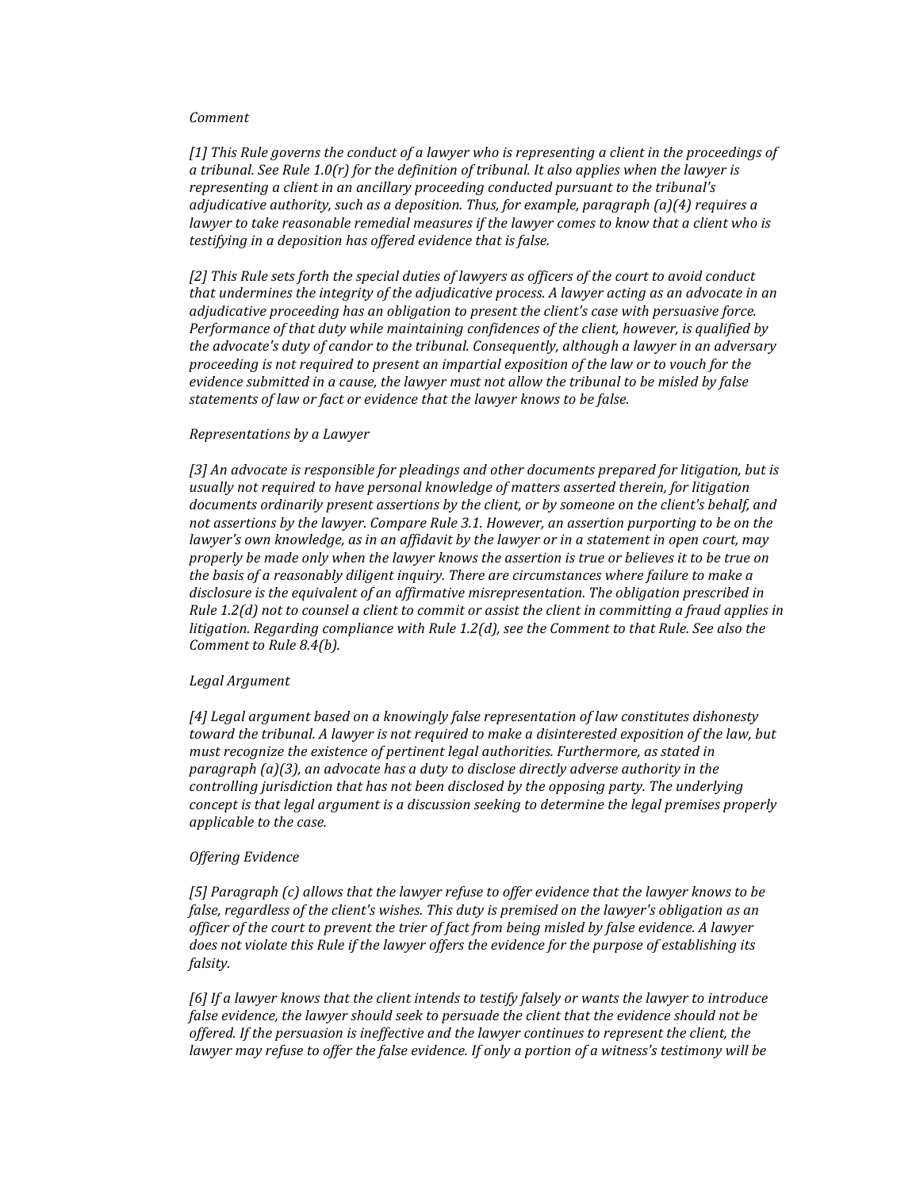*Comment*

*[1] This Rule governs the conduct of a lawyer who is representing a client in the proceedings of a tribunal. See Rule 1.0(r) for the definition of tribunal. It also applies when the lawyer is representing a client in an ancillary proceeding conducted pursuant to the tribunal's adjudicative authority, such as a deposition. Thus, for example, paragraph (a)(4) requires a lawyer to take reasonable remedial measures if the lawyer comes to know that a client who is testifying in a deposition has offered evidence that is false.*

*[2] This Rule sets forth the special duties of lawyers as officers of the court to avoid conduct that undermines the integrity of the adjudicative process. A lawyer acting as an advocate in an adjudicative proceeding has an obligation to present the client's case with persuasive force. Performance of that duty while maintaining confidences of the client, however, is qualified by the advocate's duty of candor to the tribunal. Consequently, although a lawyer in an adversary proceeding is not required to present an impartial exposition of the law or to vouch for the evidence submitted in a cause, the lawyer must not allow the tribunal to be misled by false statements of law or fact or evidence that the lawyer knows to be false.*

*Representations by a Lawyer*

*[3] An advocate is responsible for pleadings and other documents prepared for litigation, but is usually not required to have personal knowledge of matters asserted therein, for litigation documents ordinarily present assertions by the client, or by someone on the client's behalf, and not assertions by the lawyer. Compare Rule 3.1. However, an assertion purporting to be on the lawyer's own knowledge, as in an affidavit by the lawyer or in a statement in open court, may properly be made only when the lawyer knows the assertion is true or believes it to be true on the basis of a reasonably diligent inquiry. There are circumstances where failure to make a disclosure is the equivalent of an affirmative misrepresentation. The obligation prescribed in Rule 1.2(d) not to counsel a client to commit or assist the client in committing a fraud applies in litigation. Regarding compliance with Rule 1.2(d), see the Comment to that Rule. See also the Comment to Rule 8.4(b).*

*Legal Argument*

*[4] Legal argument based on a knowingly false representation of law constitutes dishonesty toward the tribunal. A lawyer is not required to make a disinterested exposition of the law, but must recognize the existence of pertinent legal authorities. Furthermore, as stated in paragraph (a)(3), an advocate has a duty to disclose directly adverse authority in the controlling jurisdiction that has not been disclosed by the opposing party. The underlying concept is that legal argument is a discussion seeking to determine the legal premises properly applicable to the case.*

*Offering Evidence*

*[5] Paragraph (c) allows that the lawyer refuse to offer evidence that the lawyer knows to be false, regardless of the client's wishes. This duty is premised on the lawyer's obligation as an officer of the court to prevent the trier of fact from being misled by false evidence. A lawyer does not violate this Rule if the lawyer offers the evidence for the purpose of establishing its falsity.*

*[6] If a lawyer knows that the client intends to testify falsely or wants the lawyer to introduce false evidence, the lawyer should seek to persuade the client that the evidence should not be offered. If the persuasion is ineffective and the lawyer continues to represent the client, the lawyer may refuse to offer the false evidence. If only a portion of a witness's testimony will be*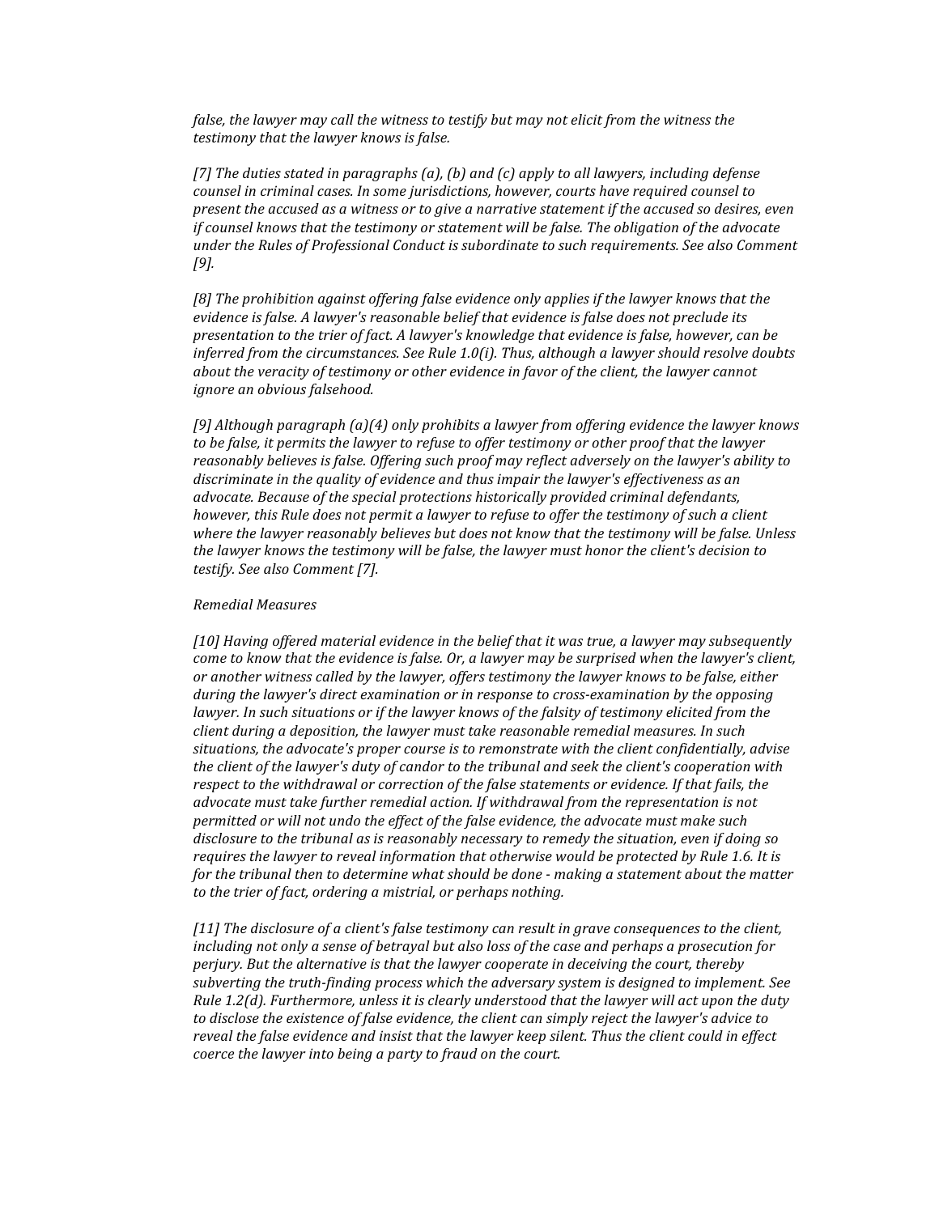*false, the lawyer may call the witness to testify but may not elicit from the witness the testimony that the lawyer knows is false.*

*[7] The duties stated in paragraphs (a), (b) and (c) apply to all lawyers, including defense counsel in criminal cases. In some jurisdictions, however, courts have required counsel to present the accused as a witness or to give a narrative statement if the accused so desires, even if counsel knows that the testimony or statement will be false. The obligation of the advocate under the Rules of Professional Conduct is subordinate to such requirements. See also Comment [9].*

*[8] The prohibition against offering false evidence only applies if the lawyer knows that the evidence is false. A lawyer's reasonable belief that evidence is false does not preclude its presentation to the trier of fact. A lawyer's knowledge that evidence is false, however, can be inferred from the circumstances. See Rule 1.0(i). Thus, although a lawyer should resolve doubts about the veracity of testimony or other evidence in favor of the client, the lawyer cannot ignore an obvious falsehood.*

*[9] Although paragraph (a)(4) only prohibits a lawyer from offering evidence the lawyer knows to be false, it permits the lawyer to refuse to offer testimony or other proof that the lawyer reasonably believes is false. Offering such proof may reflect adversely on the lawyer's ability to discriminate in the quality of evidence and thus impair the lawyer's effectiveness as an advocate. Because of the special protections historically provided criminal defendants, however, this Rule does not permit a lawyer to refuse to offer the testimony of such a client where the lawyer reasonably believes but does not know that the testimony will be false. Unless the lawyer knows the testimony will be false, the lawyer must honor the client's decision to testify. See also Comment [7].*

*Remedial Measures*

*[10] Having offered material evidence in the belief that it was true, a lawyer may subsequently come to know that the evidence is false. Or, a lawyer may be surprised when the lawyer's client, or another witness called by the lawyer, offers testimony the lawyer knows to be false, either during the lawyer's direct examination or in response to cross-examination by the opposing lawyer. In such situations or if the lawyer knows of the falsity of testimony elicited from the client during a deposition, the lawyer must take reasonable remedial measures. In such situations, the advocate's proper course is to remonstrate with the client confidentially, advise the client of the lawyer's duty of candor to the tribunal and seek the client's cooperation with respect to the withdrawal or correction of the false statements or evidence. If that fails, the advocate must take further remedial action. If withdrawal from the representation is not permitted or will not undo the effect of the false evidence, the advocate must make such disclosure to the tribunal as is reasonably necessary to remedy the situation, even if doing so requires the lawyer to reveal information that otherwise would be protected by Rule 1.6. It is for the tribunal then to determine what should be done - making a statement about the matter to the trier of fact, ordering a mistrial, or perhaps nothing.*

*[11] The disclosure of a client's false testimony can result in grave consequences to the client, including not only a sense of betrayal but also loss of the case and perhaps a prosecution for perjury. But the alternative is that the lawyer cooperate in deceiving the court, thereby subverting the truth-finding process which the adversary system is designed to implement. See Rule 1.2(d). Furthermore, unless it is clearly understood that the lawyer will act upon the duty to disclose the existence of false evidence, the client can simply reject the lawyer's advice to reveal the false evidence and insist that the lawyer keep silent. Thus the client could in effect coerce the lawyer into being a party to fraud on the court.*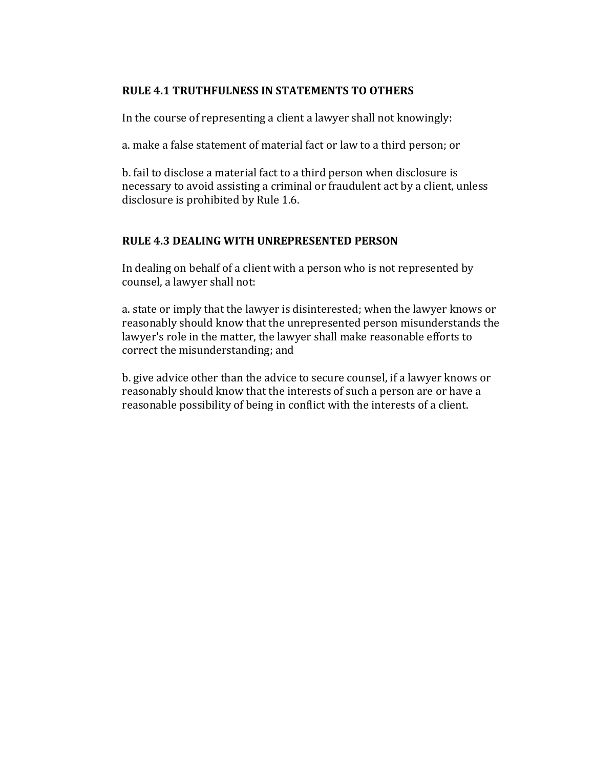## RULE 4.1 TRUTHFULNESS IN STATEMENTS TO OTHERS

In the course of representing a client a lawyer shall not knowingly:

a. make a false statement of material fact or law to a third person; or

b. fail to disclose a material fact to a third person when disclosure is necessary to avoid assisting a criminal or fraudulent act by a client, unless disclosure is prohibited by Rule 1.6.

## RULE 4.3 DEALING WITH UNREPRESENTED PERSON

In dealing on behalf of a client with a person who is not represented by counsel, a lawyer shall not:

a. state or imply that the lawyer is disinterested; when the lawyer knows or reasonably should know that the unrepresented person misunderstands the lawyer's role in the matter, the lawyer shall make reasonable efforts to correct the misunderstanding; and

b. give advice other than the advice to secure counsel, if a lawyer knows or reasonably should know that the interests of such a person are or have a reasonable possibility of being in conflict with the interests of a client.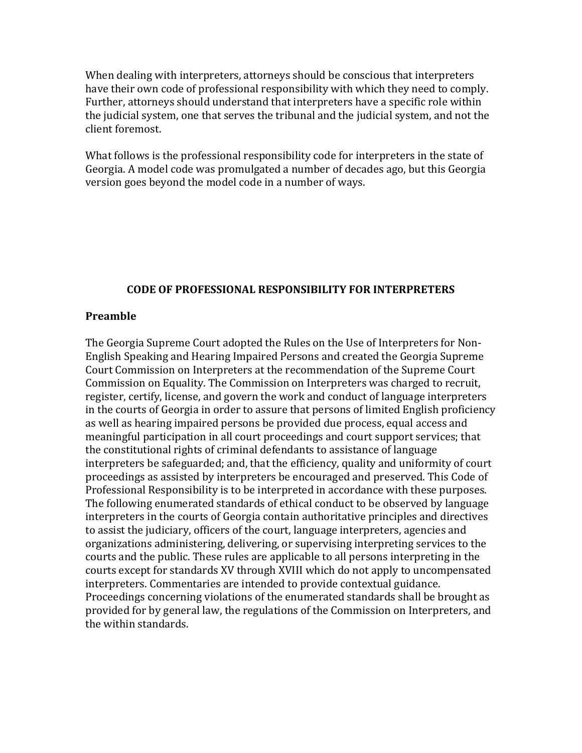When dealing with interpreters, attorneys should be conscious that interpreters have their own code of professional responsibility with which they need to comply. Further, attorneys should understand that interpreters have a specific role within the judicial system, one that serves the tribunal and the judicial system, and not the client foremost.

What follows is the professional responsibility code for interpreters in the state of Georgia. A model code was promulgated a number of decades ago, but this Georgia version goes beyond the model code in a number of ways.

## CODE OF PROFESSIONAL RESPONSIBILITY FOR INTERPRETERS

### Preamble

The Georgia Supreme Court adopted the Rules on the Use of Interpreters for Non-English Speaking and Hearing Impaired Persons and created the Georgia Supreme Court Commission on Interpreters at the recommendation of the Supreme Court Commission on Equality. The Commission on Interpreters was charged to recruit, register, certify, license, and govern the work and conduct of language interpreters in the courts of Georgia in order to assure that persons of limited English proficiency as well as hearing impaired persons be provided due process, equal access and meaningful participation in all court proceedings and court support services; that the constitutional rights of criminal defendants to assistance of language interpreters be safeguarded; and, that the efficiency, quality and uniformity of court proceedings as assisted by interpreters be encouraged and preserved. This Code of Professional Responsibility is to be interpreted in accordance with these purposes. The following enumerated standards of ethical conduct to be observed by language interpreters in the courts of Georgia contain authoritative principles and directives to assist the judiciary, officers of the court, language interpreters, agencies and organizations administering, delivering, or supervising interpreting services to the courts and the public. These rules are applicable to all persons interpreting in the courts except for standards XV through XVIII which do not apply to uncompensated interpreters. Commentaries are intended to provide contextual guidance. Proceedings concerning violations of the enumerated standards shall be brought as provided for by general law, the regulations of the Commission on Interpreters, and the within standards.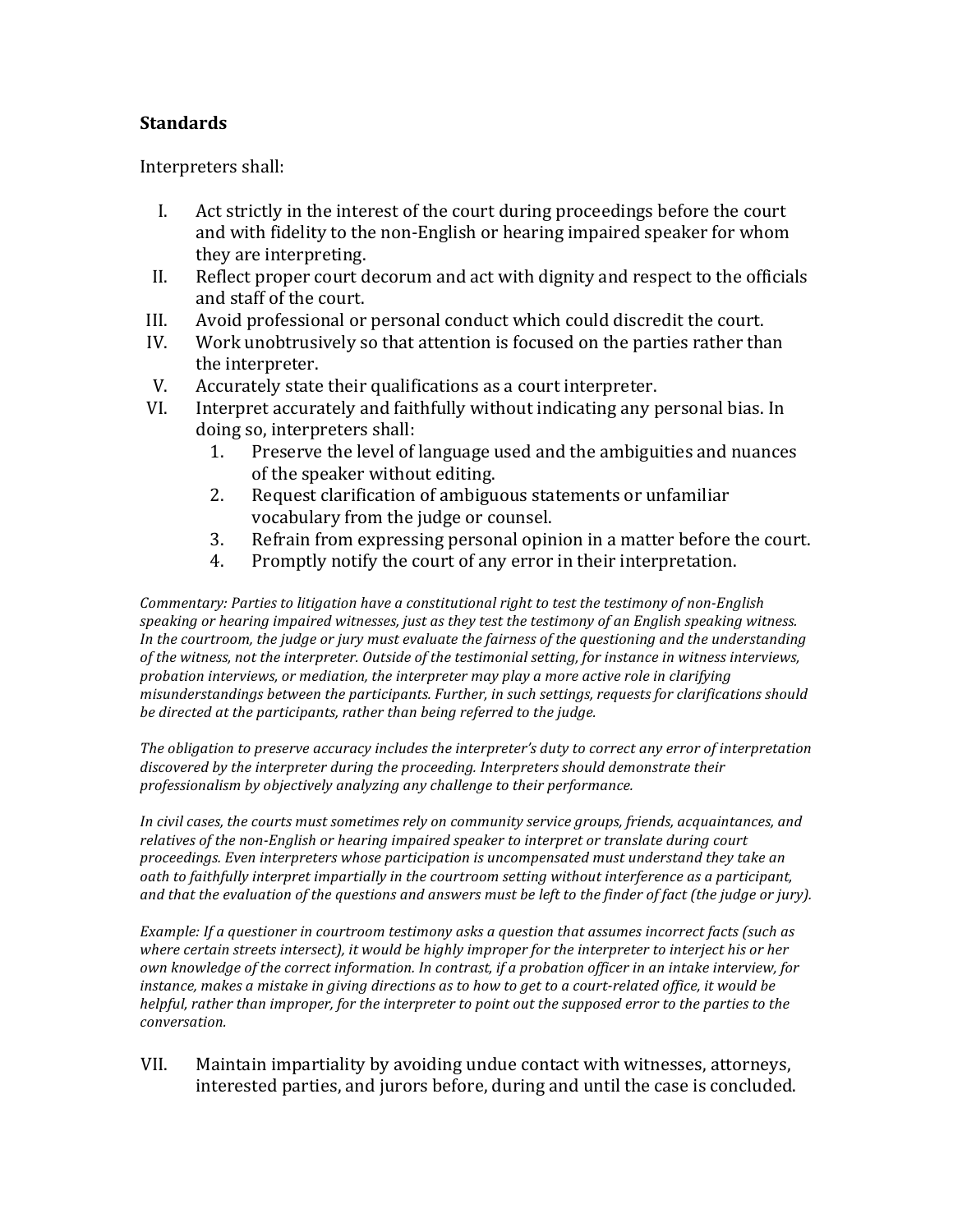**Standards**

Interpreters shall:

I. Act strictly in the interest of the court during proceedings before the court and with fidelity to the non-English or hearing impaired speaker for whom they are interpreting.

II. Reflect proper court decorum and act with dignity and respect to the officials and staff of the court.

III. Avoid professional or personal conduct which could discredit the court.

IV. Work unobtrusively so that attention is focused on the parties rather than the interpreter.

V. Accurately state their qualifications as a court interpreter.

VI. Interpret accurately and faithfully without indicating any personal bias. In doing so, interpreters shall:

1. Preserve the level of language used and the ambiguities and nuances of the speaker without editing.
2. Request clarification of ambiguous statements or unfamiliar vocabulary from the judge or counsel.
3. Refrain from expressing personal opinion in a matter before the court.
4. Promptly notify the court of any error in their interpretation.

*Commentary: Parties to litigation have a constitutional right to test the testimony of non-English speaking or hearing impaired witnesses, just as they test the testimony of an English speaking witness. In the courtroom, the judge or jury must evaluate the fairness of the questioning and the understanding of the witness, not the interpreter. Outside of the testimonial setting, for instance in witness interviews, probation interviews, or mediation, the interpreter may play a more active role in clarifying misunderstandings between the participants. Further, in such settings, requests for clarifications should be directed at the participants, rather than being referred to the judge.*

*The obligation to preserve accuracy includes the interpreter's duty to correct any error of interpretation discovered by the interpreter during the proceeding. Interpreters should demonstrate their professionalism by objectively analyzing any challenge to their performance.*

*In civil cases, the courts must sometimes rely on community service groups, friends, acquaintances, and relatives of the non-English or hearing impaired speaker to interpret or translate during court proceedings. Even interpreters whose participation is uncompensated must understand they take an oath to faithfully interpret impartially in the courtroom setting without interference as a participant, and that the evaluation of the questions and answers must be left to the finder of fact (the judge or jury).*

*Example: If a questioner in courtroom testimony asks a question that assumes incorrect facts (such as where certain streets intersect), it would be highly improper for the interpreter to interject his or her own knowledge of the correct information. In contrast, if a probation officer in an intake interview, for instance, makes a mistake in giving directions as to how to get to a court-related office, it would be helpful, rather than improper, for the interpreter to point out the supposed error to the parties to the conversation.*

VII. Maintain impartiality by avoiding undue contact with witnesses, attorneys, interested parties, and jurors before, during and until the case is concluded.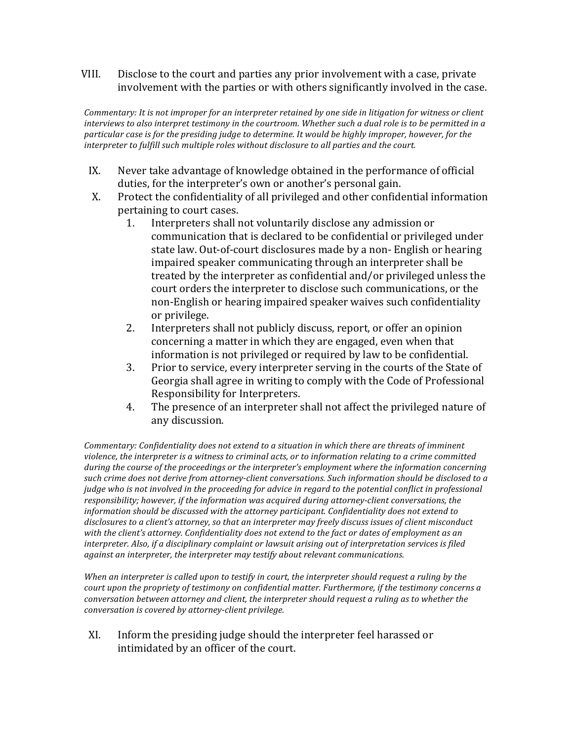VIII. Disclose to the court and parties any prior involvement with a case, private involvement with the parties or with others significantly involved in the case.

*Commentary: It is not improper for an interpreter retained by one side in litigation for witness or client interviews to also interpret testimony in the courtroom. Whether such a dual role is to be permitted in a particular case is for the presiding judge to determine. It would be highly improper, however, for the interpreter to fulfill such multiple roles without disclosure to all parties and the court.*

IX. Never take advantage of knowledge obtained in the performance of official duties, for the interpreter's own or another's personal gain.

X. Protect the confidentiality of all privileged and other confidential information pertaining to court cases.

1. Interpreters shall not voluntarily disclose any admission or communication that is declared to be confidential or privileged under state law. Out-of-court disclosures made by a non- English or hearing impaired speaker communicating through an interpreter shall be treated by the interpreter as confidential and/or privileged unless the court orders the interpreter to disclose such communications, or the non-English or hearing impaired speaker waives such confidentiality or privilege.
2. Interpreters shall not publicly discuss, report, or offer an opinion concerning a matter in which they are engaged, even when that information is not privileged or required by law to be confidential.
3. Prior to service, every interpreter serving in the courts of the State of Georgia shall agree in writing to comply with the Code of Professional Responsibility for Interpreters.
4. The presence of an interpreter shall not affect the privileged nature of any discussion.

*Commentary: Confidentiality does not extend to a situation in which there are threats of imminent violence, the interpreter is a witness to criminal acts, or to information relating to a crime committed during the course of the proceedings or the interpreter's employment where the information concerning such crime does not derive from attorney-client conversations. Such information should be disclosed to a judge who is not involved in the proceeding for advice in regard to the potential conflict in professional responsibility; however, if the information was acquired during attorney-client conversations, the information should be discussed with the attorney participant. Confidentiality does not extend to disclosures to a client's attorney, so that an interpreter may freely discuss issues of client misconduct with the client's attorney. Confidentiality does not extend to the fact or dates of employment as an interpreter. Also, if a disciplinary complaint or lawsuit arising out of interpretation services is filed against an interpreter, the interpreter may testify about relevant communications.*

*When an interpreter is called upon to testify in court, the interpreter should request a ruling by the court upon the propriety of testimony on confidential matter. Furthermore, if the testimony concerns a conversation between attorney and client, the interpreter should request a ruling as to whether the conversation is covered by attorney-client privilege.*

XI. Inform the presiding judge should the interpreter feel harassed or intimidated by an officer of the court.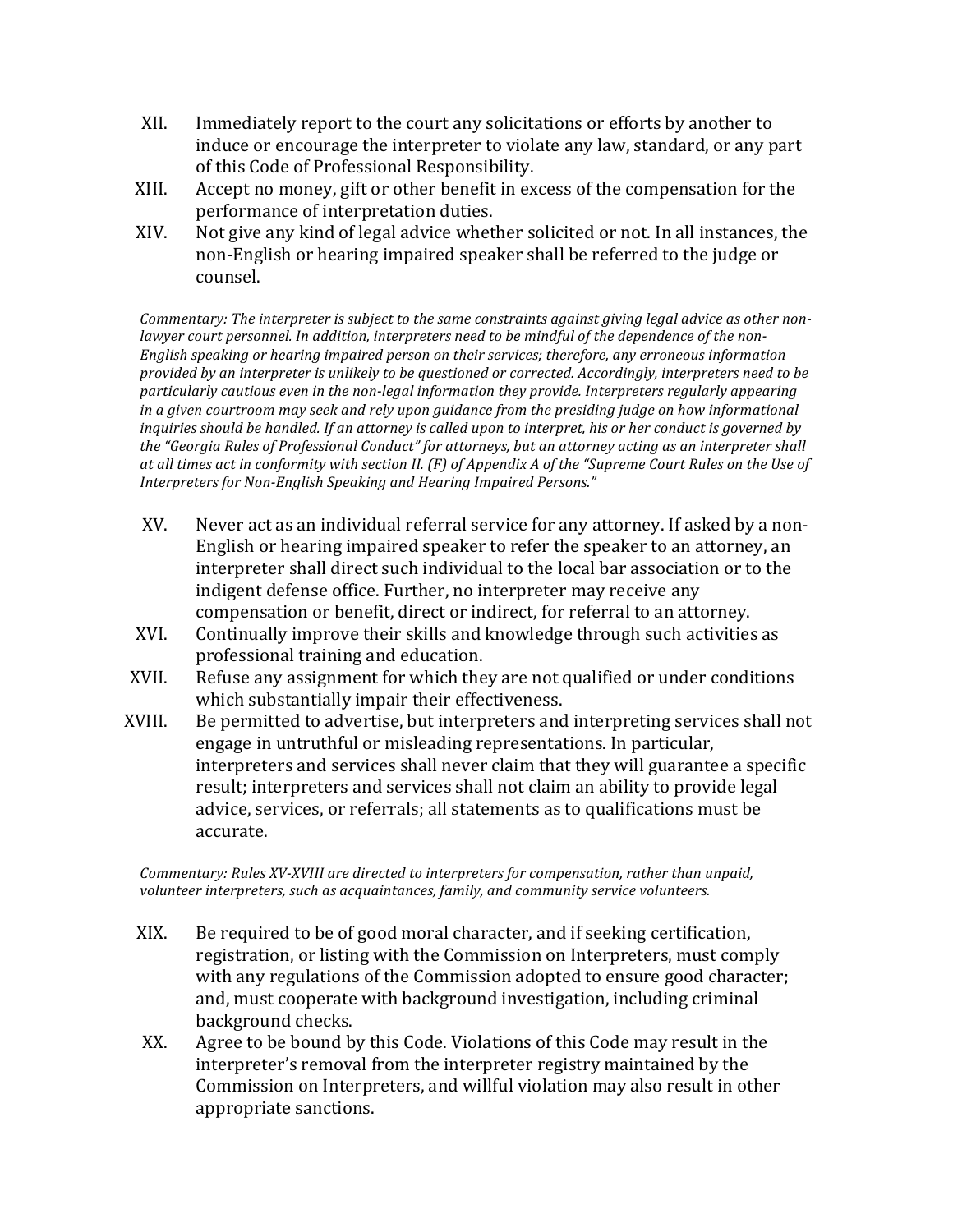XII. Immediately report to the court any solicitations or efforts by another to induce or encourage the interpreter to violate any law, standard, or any part of this Code of Professional Responsibility.

XIII. Accept no money, gift or other benefit in excess of the compensation for the performance of interpretation duties.

XIV. Not give any kind of legal advice whether solicited or not. In all instances, the non-English or hearing impaired speaker shall be referred to the judge or counsel.

*Commentary: The interpreter is subject to the same constraints against giving legal advice as other non-lawyer court personnel. In addition, interpreters need to be mindful of the dependence of the non-English speaking or hearing impaired person on their services; therefore, any erroneous information provided by an interpreter is unlikely to be questioned or corrected. Accordingly, interpreters need to be particularly cautious even in the non-legal information they provide. Interpreters regularly appearing in a given courtroom may seek and rely upon guidance from the presiding judge on how informational inquiries should be handled. If an attorney is called upon to interpret, his or her conduct is governed by the "Georgia Rules of Professional Conduct" for attorneys, but an attorney acting as an interpreter shall at all times act in conformity with section II. (F) of Appendix A of the "Supreme Court Rules on the Use of Interpreters for Non-English Speaking and Hearing Impaired Persons."*

XV. Never act as an individual referral service for any attorney. If asked by a non-English or hearing impaired speaker to refer the speaker to an attorney, an interpreter shall direct such individual to the local bar association or to the indigent defense office. Further, no interpreter may receive any compensation or benefit, direct or indirect, for referral to an attorney.

XVI. Continually improve their skills and knowledge through such activities as professional training and education.

XVII. Refuse any assignment for which they are not qualified or under conditions which substantially impair their effectiveness.

XVIII. Be permitted to advertise, but interpreters and interpreting services shall not engage in untruthful or misleading representations. In particular, interpreters and services shall never claim that they will guarantee a specific result; interpreters and services shall not claim an ability to provide legal advice, services, or referrals; all statements as to qualifications must be accurate.

*Commentary: Rules XV-XVIII are directed to interpreters for compensation, rather than unpaid, volunteer interpreters, such as acquaintances, family, and community service volunteers.*

XIX. Be required to be of good moral character, and if seeking certification, registration, or listing with the Commission on Interpreters, must comply with any regulations of the Commission adopted to ensure good character; and, must cooperate with background investigation, including criminal background checks.

XX. Agree to be bound by this Code. Violations of this Code may result in the interpreter's removal from the interpreter registry maintained by the Commission on Interpreters, and willful violation may also result in other appropriate sanctions.